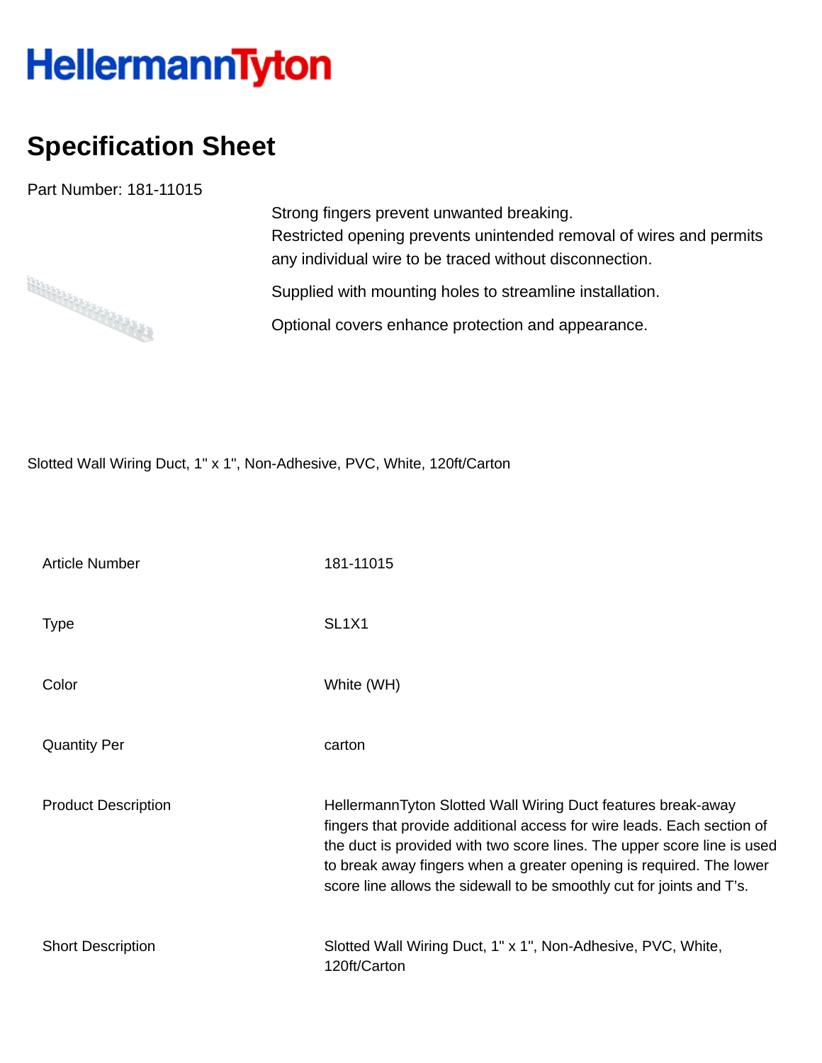HellermannTyton

# Specification Sheet

Part Number: 181-11015

Strong fingers prevent unwanted breaking.
Restricted opening prevents unintended removal of wires and permits any individual wire to be traced without disconnection.

Supplied with mounting holes to streamline installation.

Optional covers enhance protection and appearance.

Slotted Wall Wiring Duct, 1" x 1", Non-Adhesive, PVC, White, 120ft/Carton

| | |
|---|---|
| Article Number | 181-11015 |
| Type | SL1X1 |
| Color | White (WH) |
| Quantity Per | carton |
| Product Description | HellermannTyton Slotted Wall Wiring Duct features break-away fingers that provide additional access for wire leads. Each section of the duct is provided with two score lines. The upper score line is used to break away fingers when a greater opening is required. The lower score line allows the sidewall to be smoothly cut for joints and T's. |
| Short Description | Slotted Wall Wiring Duct, 1" x 1", Non-Adhesive, PVC, White, 120ft/Carton |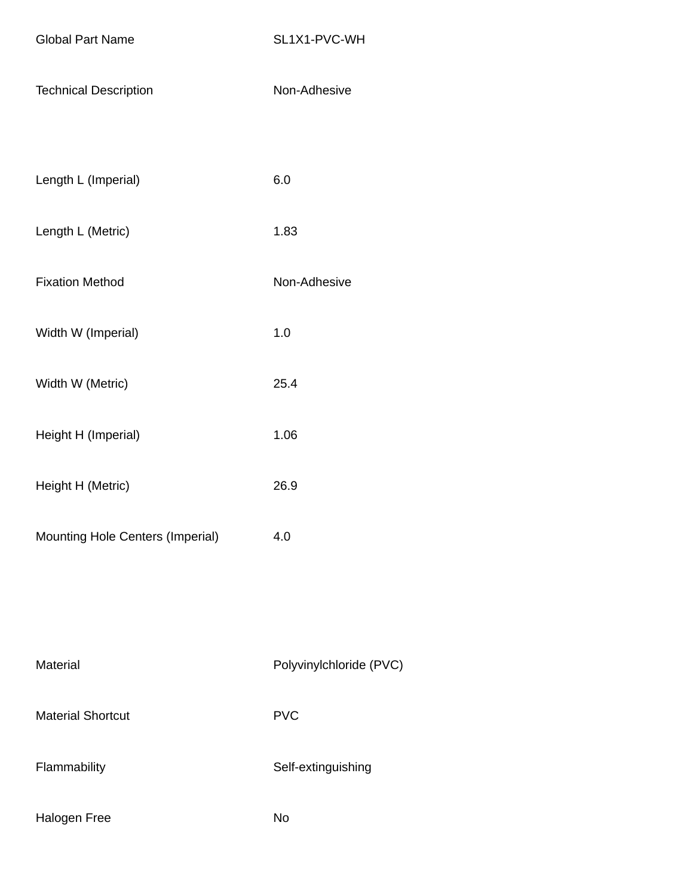| | |
|---|---|
| Global Part Name | SL1X1-PVC-WH |
| Technical Description | Non-Adhesive |
| | |
| Length L (Imperial) | 6.0 |
| Length L (Metric) | 1.83 |
| Fixation Method | Non-Adhesive |
| Width W (Imperial) | 1.0 |
| Width W (Metric) | 25.4 |
| Height H (Imperial) | 1.06 |
| Height H (Metric) | 26.9 |
| Mounting Hole Centers (Imperial) | 4.0 |
| | |
| Material | Polyvinylchloride (PVC) |
| Material Shortcut | PVC |
| Flammability | Self-extinguishing |
| Halogen Free | No |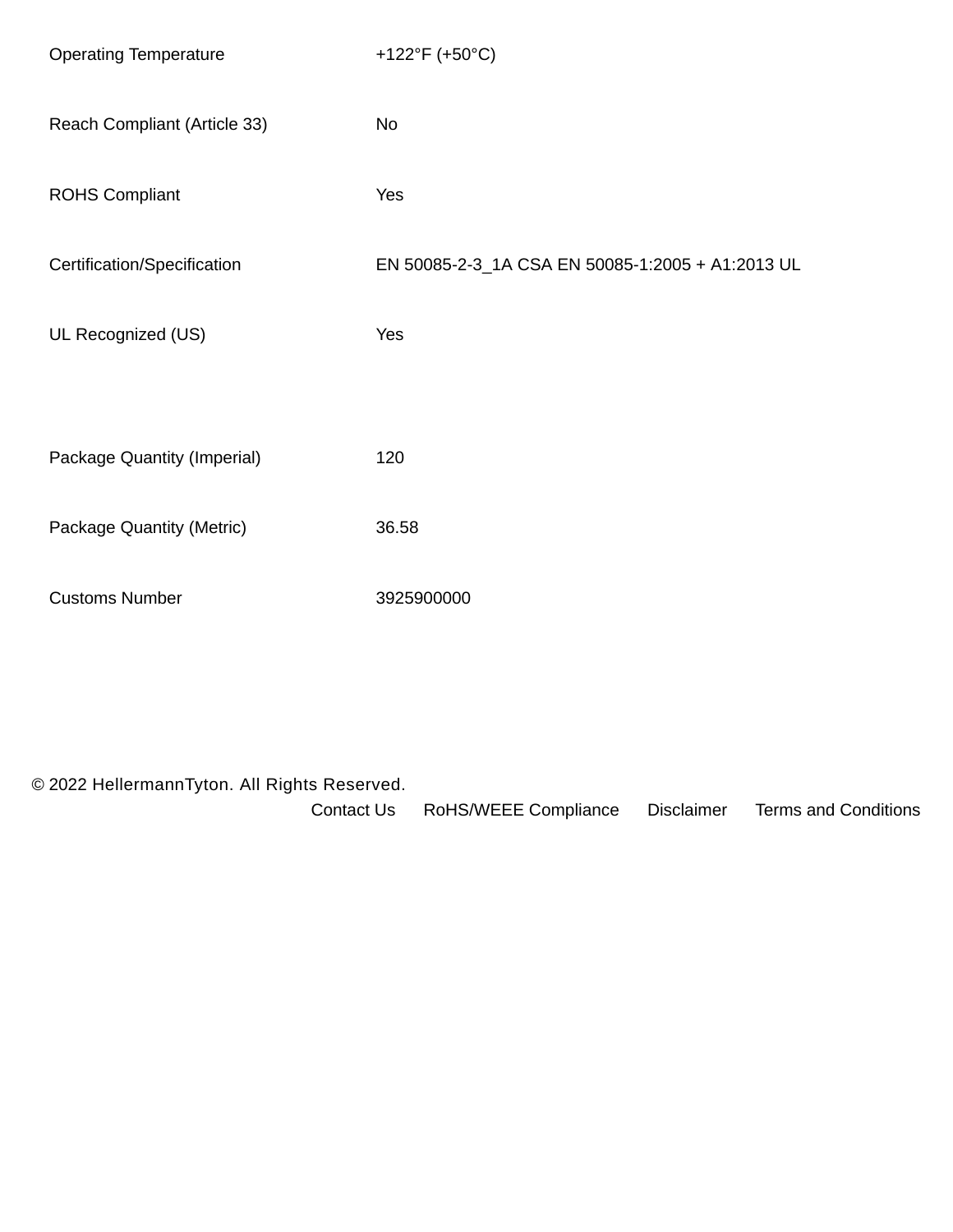| | |
|---|---|
| Operating Temperature | +122°F (+50°C) |
| Reach Compliant (Article 33) | No |
| ROHS Compliant | Yes |
| Certification/Specification | EN 50085-2-3_1A CSA EN 50085-1:2005 + A1:2013 UL |
| UL Recognized (US) | Yes |

| | |
|---|---|
| Package Quantity (Imperial) | 120 |
| Package Quantity (Metric) | 36.58 |
| Customs Number | 3925900000 |

© 2022 HellermannTyton. All Rights Reserved.

Contact Us RoHS/WEEE Compliance Disclaimer Terms and Conditions